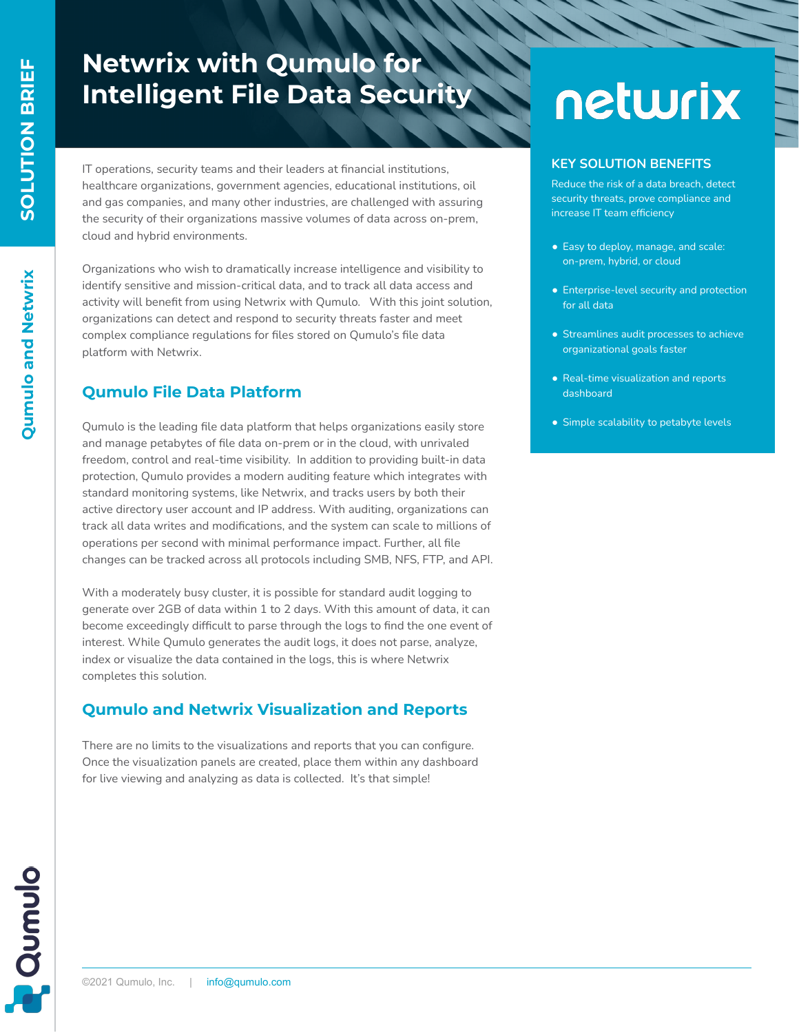# Netwrix with Qumulo for Intelligent File Data Security

IT operations, security teams and their leaders at financial institutions, healthcare organizations, government agencies, educational institutions, oil and gas companies, and many other industries, are challenged with assuring the security of their organizations massive volumes of data across on-prem, cloud and hybrid environments.

Organizations who wish to dramatically increase intelligence and visibility to identify sensitive and mission-critical data, and to track all data access and activity will benefit from using Netwrix with Qumulo. With this joint solution, organizations can detect and respond to security threats faster and meet complex compliance regulations for files stored on Qumulo's file data platform with Netwrix.

## Qumulo File Data Platform

Qumulo is the leading file data platform that helps organizations easily store and manage petabytes of file data on-prem or in the cloud, with unrivaled freedom, control and real-time visibility. In addition to providing built-in data protection, Qumulo provides a modern auditing feature which integrates with standard monitoring systems, like Netwrix, and tracks users by both their active directory user account and IP address. With auditing, organizations can track all data writes and modifications, and the system can scale to millions of operations per second with minimal performance impact. Further, all file changes can be tracked across all protocols including SMB, NFS, FTP, and API.

With a moderately busy cluster, it is possible for standard audit logging to generate over 2GB of data within 1 to 2 days. With this amount of data, it can become exceedingly difficult to parse through the logs to find the one event of interest. While Qumulo generates the audit logs, it does not parse, analyze, index or visualize the data contained in the logs, this is where Netwrix completes this solution.

## Qumulo and Netwrix Visualization and Reports

There are no limits to the visualizations and reports that you can configure. Once the visualization panels are created, place them within any dashboard for live viewing and analyzing as data is collected. It's that simple!

### KEY SOLUTION BENEFITS

Reduce the risk of a data breach, detect security threats, prove compliance and increase IT team efficiency

- Easy to deploy, manage, and scale: on-prem, hybrid, or cloud
- Enterprise-level security and protection for all data
- Streamlines audit processes to achieve organizational goals faster
- Real-time visualization and reports dashboard
- Simple scalability to petabyte levels

©2021 Qumulo, Inc. | info@qumulo.com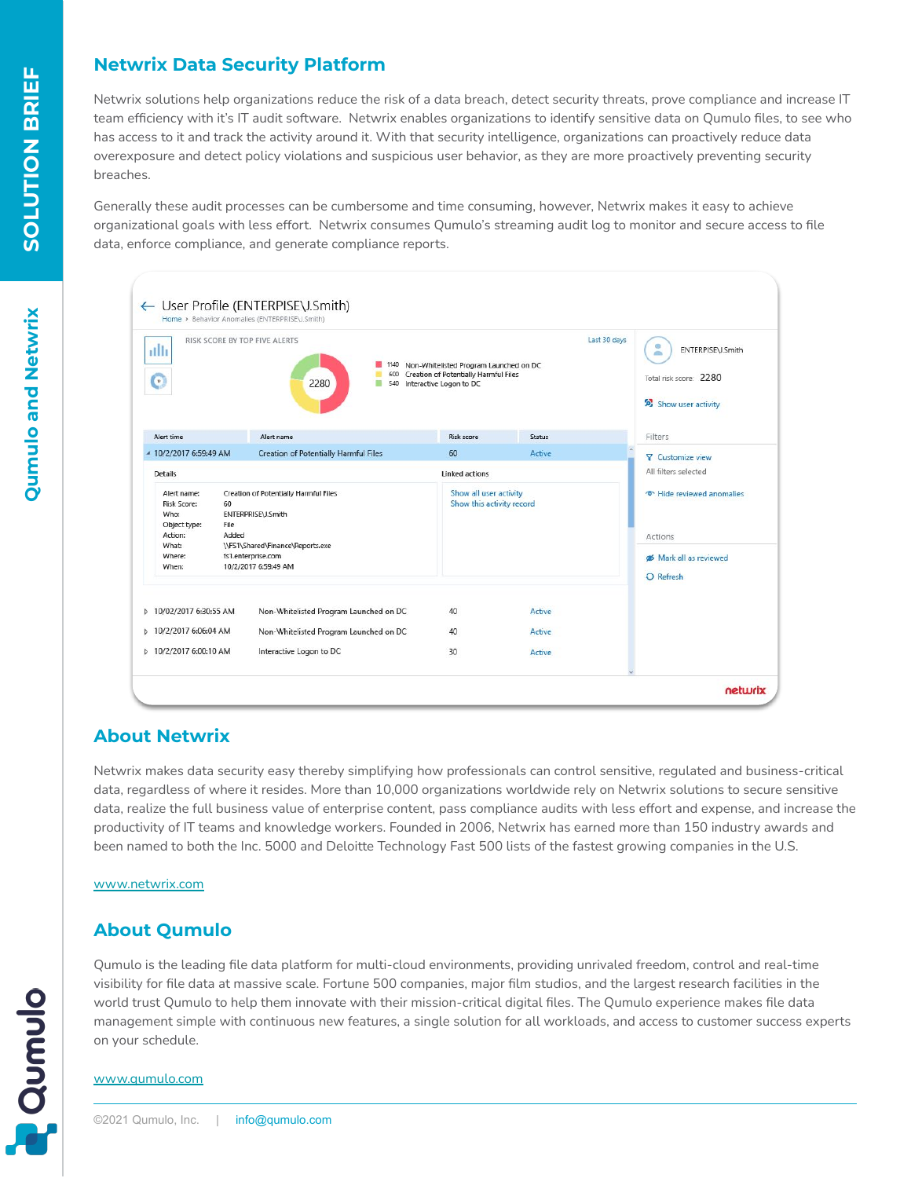## Netwrix Data Security Platform

Netwrix solutions help organizations reduce the risk of a data breach, detect security threats, prove compliance and increase IT team efficiency with it's IT audit software. Netwrix enables organizations to identify sensitive data on Qumulo files, to see who has access to it and track the activity around it. With that security intelligence, organizations can proactively reduce data overexposure and detect policy violations and suspicious user behavior, as they are more proactively preventing security breaches.

Generally these audit processes can be cumbersome and time consuming, however, Netwrix makes it easy to achieve organizational goals with less effort. Netwrix consumes Qumulo's streaming audit log to monitor and secure access to file data, enforce compliance, and generate compliance reports.

## About Netwrix

Netwrix makes data security easy thereby simplifying how professionals can control sensitive, regulated and business-critical data, regardless of where it resides. More than 10,000 organizations worldwide rely on Netwrix solutions to secure sensitive data, realize the full business value of enterprise content, pass compliance audits with less effort and expense, and increase the productivity of IT teams and knowledge workers. Founded in 2006, Netwrix has earned more than 150 industry awards and been named to both the Inc. 5000 and Deloitte Technology Fast 500 lists of the fastest growing companies in the U.S.

www.netwrix.com

## About Qumulo

Qumulo is the leading file data platform for multi-cloud environments, providing unrivaled freedom, control and real-time visibility for file data at massive scale. Fortune 500 companies, major film studios, and the largest research facilities in the world trust Qumulo to help them innovate with their mission-critical digital files. The Qumulo experience makes file data management simple with continuous new features, a single solution for all workloads, and access to customer success experts on your schedule.

www.qumulo.com

©2021 Qumulo, Inc. | info@qumulo.com